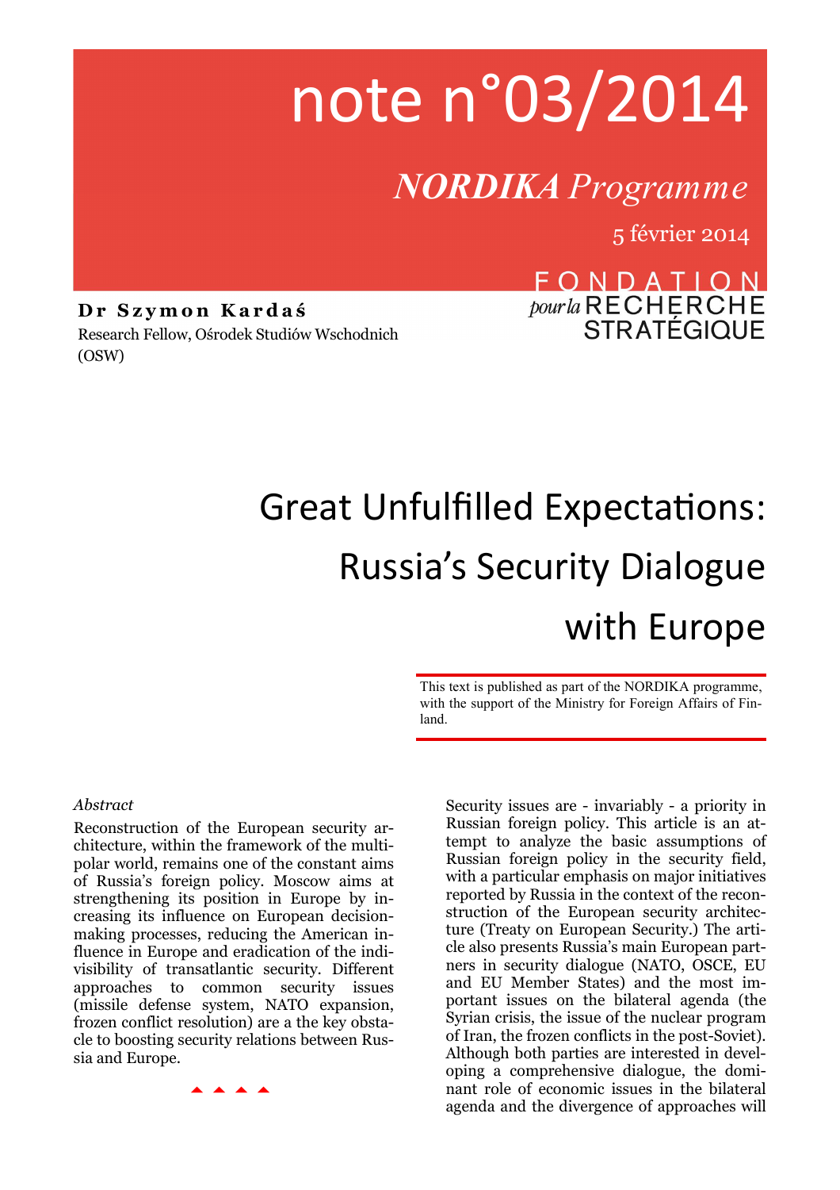note n°03/2014

*NORDIKA Programme*

5 février 2014

FONDATION *pour la* RECHERCHE STRATÉGIQUE

**Dr Szymon Kardaś**

Research Fellow, Ośrodek Studiów Wschodnich (OSW)

# Great Unfulfilled Expectations: Russia's Security Dialogue with Europe

This text is published as part of the NORDIKA programme, with the support of the Ministry for Foreign Affairs of Finland.

*Abstract*

Reconstruction of the European security architecture, within the framework of the multipolar world, remains one of the constant aims of Russia's foreign policy. Moscow aims at strengthening its position in Europe by increasing its influence on European decision-making processes, reducing the American influence in Europe and eradication of the indivisibility of transatlantic security. Different approaches to common security issues (missile defense system, NATO expansion, frozen conflict resolution) are a the key obstacle to boosting security relations between Russia and Europe.

Security issues are - invariably - a priority in Russian foreign policy. This article is an attempt to analyze the basic assumptions of Russian foreign policy in the security field, with a particular emphasis on major initiatives reported by Russia in the context of the reconstruction of the European security architecture (Treaty on European Security.) The article also presents Russia's main European partners in security dialogue (NATO, OSCE, EU and EU Member States) and the most important issues on the bilateral agenda (the Syrian crisis, the issue of the nuclear program of Iran, the frozen conflicts in the post-Soviet). Although both parties are interested in developing a comprehensive dialogue, the dominant role of economic issues in the bilateral agenda and the divergence of approaches will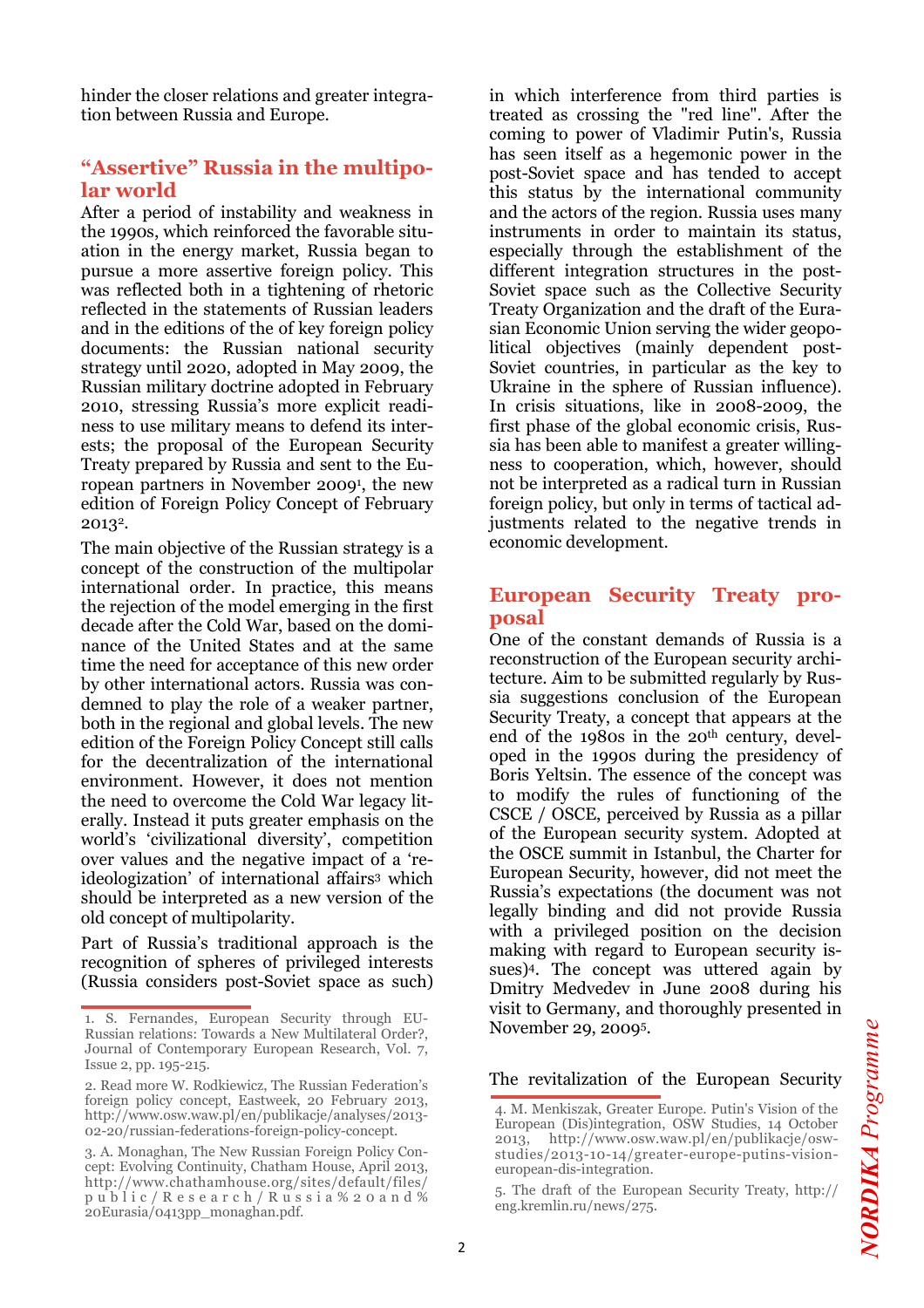hinder the closer relations and greater integration between Russia and Europe.

## "Assertive" Russia in the multipolar world

After a period of instability and weakness in the 1990s, which reinforced the favorable situation in the energy market, Russia began to pursue a more assertive foreign policy. This was reflected both in a tightening of rhetoric reflected in the statements of Russian leaders and in the editions of the of key foreign policy documents: the Russian national security strategy until 2020, adopted in May 2009, the Russian military doctrine adopted in February 2010, stressing Russia's more explicit readiness to use military means to defend its interests; the proposal of the European Security Treaty prepared by Russia and sent to the European partners in November 2009[1], the new edition of Foreign Policy Concept of February 2013[2].

The main objective of the Russian strategy is a concept of the construction of the multipolar international order. In practice, this means the rejection of the model emerging in the first decade after the Cold War, based on the dominance of the United States and at the same time the need for acceptance of this new order by other international actors. Russia was condemned to play the role of a weaker partner, both in the regional and global levels. The new edition of the Foreign Policy Concept still calls for the decentralization of the international environment. However, it does not mention the need to overcome the Cold War legacy literally. Instead it puts greater emphasis on the world's 'civilizational diversity', competition over values and the negative impact of a 're-ideologization' of international affairs[3] which should be interpreted as a new version of the old concept of multipolarity.

Part of Russia's traditional approach is the recognition of spheres of privileged interests (Russia considers post-Soviet space as such) in which interference from third parties is treated as crossing the "red line". After the coming to power of Vladimir Putin's, Russia has seen itself as a hegemonic power in the post-Soviet space and has tended to accept this status by the international community and the actors of the region. Russia uses many instruments in order to maintain its status, especially through the establishment of the different integration structures in the post-Soviet space such as the Collective Security Treaty Organization and the draft of the Eurasian Economic Union serving the wider geopolitical objectives (mainly dependent post-Soviet countries, in particular as the key to Ukraine in the sphere of Russian influence). In crisis situations, like in 2008-2009, the first phase of the global economic crisis, Russia has been able to manifest a greater willingness to cooperation, which, however, should not be interpreted as a radical turn in Russian foreign policy, but only in terms of tactical adjustments related to the negative trends in economic development.

## European Security Treaty proposal

One of the constant demands of Russia is a reconstruction of the European security architecture. Aim to be submitted regularly by Russia suggestions conclusion of the European Security Treaty, a concept that appears at the end of the 1980s in the 20th century, developed in the 1990s during the presidency of Boris Yeltsin. The essence of the concept was to modify the rules of functioning of the CSCE / OSCE, perceived by Russia as a pillar of the European security system. Adopted at the OSCE summit in Istanbul, the Charter for European Security, however, did not meet the Russia's expectations (the document was not legally binding and did not provide Russia with a privileged position on the decision making with regard to European security issues)[4]. The concept was uttered again by Dmitry Medvedev in June 2008 during his visit to Germany, and thoroughly presented in November 29, 2009[5].

The revitalization of the European Security

---

1. S. Fernandes, European Security through EU-Russian relations: Towards a New Multilateral Order?, Journal of Contemporary European Research, Vol. 7, Issue 2, pp. 195-215.

2. Read more W. Rodkiewicz, The Russian Federation's foreign policy concept, Eastweek, 20 February 2013, http://www.osw.waw.pl/en/publikacje/analyses/2013-02-20/russian-federations-foreign-policy-concept.

3. A. Monaghan, The New Russian Foreign Policy Concept: Evolving Continuity, Chatham House, April 2013, http://www.chathamhouse.org/sites/default/files/public/Research/Russia%20and%20Eurasia/0413pp_monaghan.pdf.

4. M. Menkiszak, Greater Europe. Putin's Vision of the European (Dis)integration, OSW Studies, 14 October 2013, http://www.osw.waw.pl/en/publikacje/osw-studies/2013-10-14/greater-europe-putins-vision-european-dis-integration.

5. The draft of the European Security Treaty, http://eng.kremlin.ru/news/275.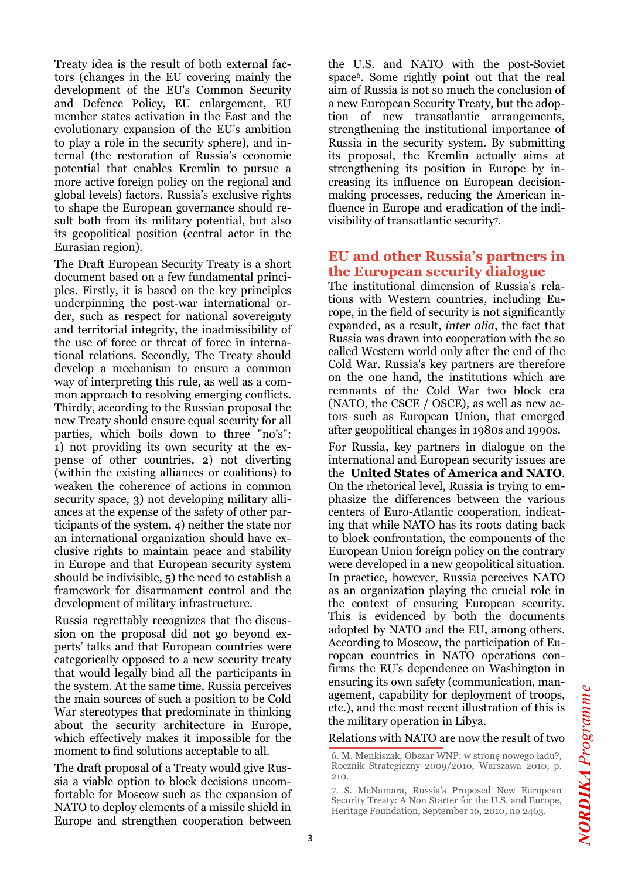Treaty idea is the result of both external factors (changes in the EU covering mainly the development of the EU's Common Security and Defence Policy, EU enlargement, EU member states activation in the East and the evolutionary expansion of the EU's ambition to play a role in the security sphere), and internal (the restoration of Russia's economic potential that enables Kremlin to pursue a more active foreign policy on the regional and global levels) factors. Russia's exclusive rights to shape the European governance should result both from its military potential, but also its geopolitical position (central actor in the Eurasian region).

The Draft European Security Treaty is a short document based on a few fundamental principles. Firstly, it is based on the key principles underpinning the post-war international order, such as respect for national sovereignty and territorial integrity, the inadmissibility of the use of force or threat of force in international relations. Secondly, The Treaty should develop a mechanism to ensure a common way of interpreting this rule, as well as a common approach to resolving emerging conflicts. Thirdly, according to the Russian proposal the new Treaty should ensure equal security for all parties, which boils down to three "no's": 1) not providing its own security at the expense of other countries, 2) not diverting (within the existing alliances or coalitions) to weaken the coherence of actions in common security space, 3) not developing military alliances at the expense of the safety of other participants of the system, 4) neither the state nor an international organization should have exclusive rights to maintain peace and stability in Europe and that European security system should be indivisible, 5) the need to establish a framework for disarmament control and the development of military infrastructure.

Russia regrettably recognizes that the discussion on the proposal did not go beyond experts' talks and that European countries were categorically opposed to a new security treaty that would legally bind all the participants in the system. At the same time, Russia perceives the main sources of such a position to be Cold War stereotypes that predominate in thinking about the security architecture in Europe, which effectively makes it impossible for the moment to find solutions acceptable to all.

The draft proposal of a Treaty would give Russia a viable option to block decisions uncomfortable for Moscow such as the expansion of NATO to deploy elements of a missile shield in Europe and strengthen cooperation between the U.S. and NATO with the post-Soviet space[6]. Some rightly point out that the real aim of Russia is not so much the conclusion of a new European Security Treaty, but the adoption of new transatlantic arrangements, strengthening the institutional importance of Russia in the security system. By submitting its proposal, the Kremlin actually aims at strengthening its position in Europe by increasing its influence on European decision-making processes, reducing the American influence in Europe and eradication of the indivisibility of transatlantic security[7].

## EU and other Russia's partners in the European security dialogue

The institutional dimension of Russia's relations with Western countries, including Europe, in the field of security is not significantly expanded, as a result, *inter alia*, the fact that Russia was drawn into cooperation with the so called Western world only after the end of the Cold War. Russia's key partners are therefore on the one hand, the institutions which are remnants of the Cold War two block era (NATO, the CSCE / OSCE), as well as new actors such as European Union, that emerged after geopolitical changes in 1980s and 1990s.

For Russia, key partners in dialogue on the international and European security issues are the **United States of America and NATO**. On the rhetorical level, Russia is trying to emphasize the differences between the various centers of Euro-Atlantic cooperation, indicating that while NATO has its roots dating back to block confrontation, the components of the European Union foreign policy on the contrary were developed in a new geopolitical situation. In practice, however, Russia perceives NATO as an organization playing the crucial role in the context of ensuring European security. This is evidenced by both the documents adopted by NATO and the EU, among others. According to Moscow, the participation of European countries in NATO operations confirms the EU's dependence on Washington in ensuring its own safety (communication, management, capability for deployment of troops, etc.), and the most recent illustration of this is the military operation in Libya.

Relations with NATO are now the result of two

6. M. Menkiszak, Obszar WNP: w stronę nowego ładu?, Rocznik Strategiczny 2009/2010, Warszawa 2010, p. 210.

7. S. McNamara, Russia's Proposed New European Security Treaty: A Non Starter for the U.S. and Europe, Heritage Foundation, September 16, 2010, no 2463.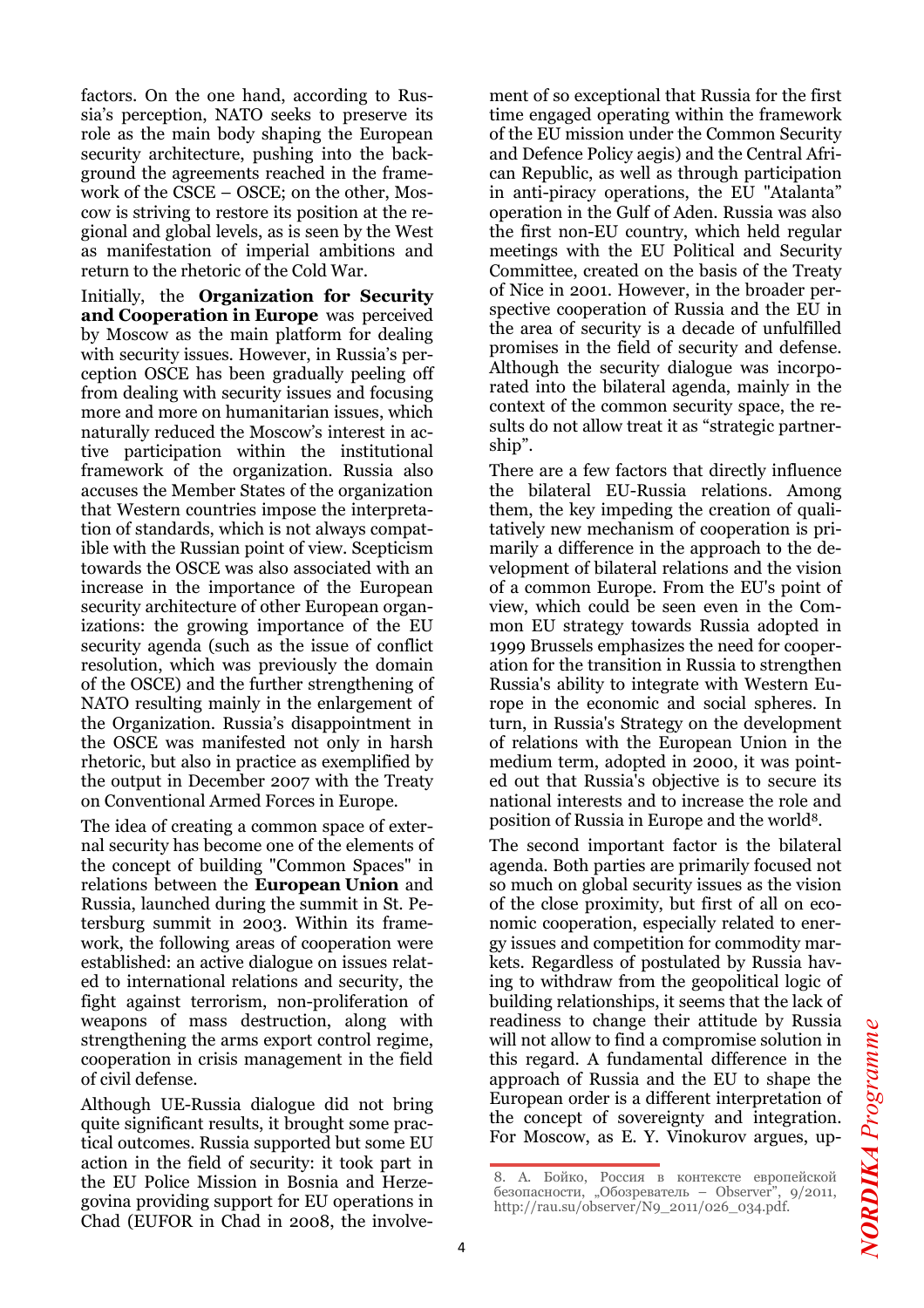factors. On the one hand, according to Russia's perception, NATO seeks to preserve its role as the main body shaping the European security architecture, pushing into the background the agreements reached in the framework of the CSCE – OSCE; on the other, Moscow is striving to restore its position at the regional and global levels, as is seen by the West as manifestation of imperial ambitions and return to the rhetoric of the Cold War.

Initially, the **Organization for Security and Cooperation in Europe** was perceived by Moscow as the main platform for dealing with security issues. However, in Russia's perception OSCE has been gradually peeling off from dealing with security issues and focusing more and more on humanitarian issues, which naturally reduced the Moscow's interest in active participation within the institutional framework of the organization. Russia also accuses the Member States of the organization that Western countries impose the interpretation of standards, which is not always compatible with the Russian point of view. Scepticism towards the OSCE was also associated with an increase in the importance of the European security architecture of other European organizations: the growing importance of the EU security agenda (such as the issue of conflict resolution, which was previously the domain of the OSCE) and the further strengthening of NATO resulting mainly in the enlargement of the Organization. Russia's disappointment in the OSCE was manifested not only in harsh rhetoric, but also in practice as exemplified by the output in December 2007 with the Treaty on Conventional Armed Forces in Europe.

The idea of creating a common space of external security has become one of the elements of the concept of building "Common Spaces" in relations between the **European Union** and Russia, launched during the summit in St. Petersburg summit in 2003. Within its framework, the following areas of cooperation were established: an active dialogue on issues related to international relations and security, the fight against terrorism, non-proliferation of weapons of mass destruction, along with strengthening the arms export control regime, cooperation in crisis management in the field of civil defense.

Although UE-Russia dialogue did not bring quite significant results, it brought some practical outcomes. Russia supported but some EU action in the field of security: it took part in the EU Police Mission in Bosnia and Herzegovina providing support for EU operations in Chad (EUFOR in Chad in 2008, the involvement of so exceptional that Russia for the first time engaged operating within the framework of the EU mission under the Common Security and Defence Policy aegis) and the Central African Republic, as well as through participation in anti-piracy operations, the EU "Atalanta" operation in the Gulf of Aden. Russia was also the first non-EU country, which held regular meetings with the EU Political and Security Committee, created on the basis of the Treaty of Nice in 2001. However, in the broader perspective cooperation of Russia and the EU in the area of security is a decade of unfulfilled promises in the field of security and defense. Although the security dialogue was incorporated into the bilateral agenda, mainly in the context of the common security space, the results do not allow treat it as "strategic partnership".

There are a few factors that directly influence the bilateral EU-Russia relations. Among them, the key impeding the creation of qualitatively new mechanism of cooperation is primarily a difference in the approach to the development of bilateral relations and the vision of a common Europe. From the EU's point of view, which could be seen even in the Common EU strategy towards Russia adopted in 1999 Brussels emphasizes the need for cooperation for the transition in Russia to strengthen Russia's ability to integrate with Western Europe in the economic and social spheres. In turn, in Russia's Strategy on the development of relations with the European Union in the medium term, adopted in 2000, it was pointed out that Russia's objective is to secure its national interests and to increase the role and position of Russia in Europe and the world[8].

The second important factor is the bilateral agenda. Both parties are primarily focused not so much on global security issues as the vision of the close proximity, but first of all on economic cooperation, especially related to energy issues and competition for commodity markets. Regardless of postulated by Russia having to withdraw from the geopolitical logic of building relationships, it seems that the lack of readiness to change their attitude by Russia will not allow to find a compromise solution in this regard. A fundamental difference in the approach of Russia and the EU to shape the European order is a different interpretation of the concept of sovereignty and integration. For Moscow, as E. Y. Vinokurov argues, up-

8. А. Бойко, Россия в контексте европейской безопасности, „Обозреватель – Observer", 9/2011, http://rau.su/observer/N9_2011/026_034.pdf.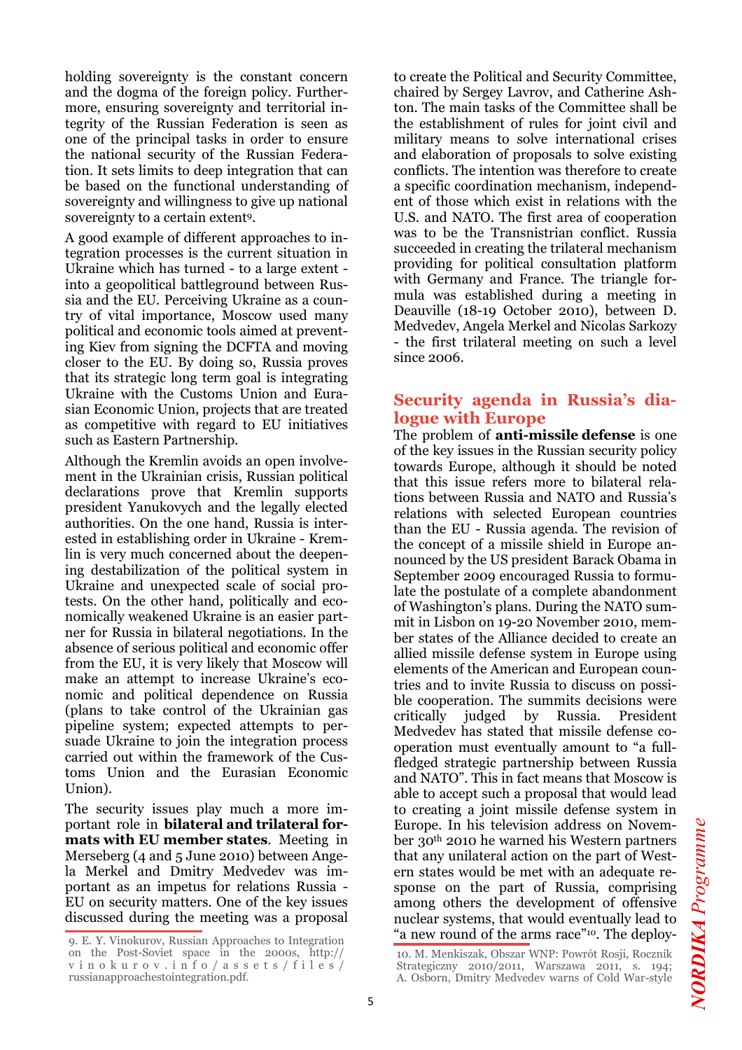holding sovereignty is the constant concern and the dogma of the foreign policy. Furthermore, ensuring sovereignty and territorial integrity of the Russian Federation is seen as one of the principal tasks in order to ensure the national security of the Russian Federation. It sets limits to deep integration that can be based on the functional understanding of sovereignty and willingness to give up national sovereignty to a certain extent[9].

A good example of different approaches to integration processes is the current situation in Ukraine which has turned - to a large extent - into a geopolitical battleground between Russia and the EU. Perceiving Ukraine as a country of vital importance, Moscow used many political and economic tools aimed at preventing Kiev from signing the DCFTA and moving closer to the EU. By doing so, Russia proves that its strategic long term goal is integrating Ukraine with the Customs Union and Eurasian Economic Union, projects that are treated as competitive with regard to EU initiatives such as Eastern Partnership.

Although the Kremlin avoids an open involvement in the Ukrainian crisis, Russian political declarations prove that Kremlin supports president Yanukovych and the legally elected authorities. On the one hand, Russia is interested in establishing order in Ukraine - Kremlin is very much concerned about the deepening destabilization of the political system in Ukraine and unexpected scale of social protests. On the other hand, politically and economically weakened Ukraine is an easier partner for Russia in bilateral negotiations. In the absence of serious political and economic offer from the EU, it is very likely that Moscow will make an attempt to increase Ukraine's economic and political dependence on Russia (plans to take control of the Ukrainian gas pipeline system; expected attempts to persuade Ukraine to join the integration process carried out within the framework of the Customs Union and the Eurasian Economic Union).

The security issues play much a more important role in **bilateral and trilateral formats with EU member states**. Meeting in Merseberg (4 and 5 June 2010) between Angela Merkel and Dmitry Medvedev was important as an impetus for relations Russia - EU on security matters. One of the key issues discussed during the meeting was a proposal to create the Political and Security Committee, chaired by Sergey Lavrov, and Catherine Ashton. The main tasks of the Committee shall be the establishment of rules for joint civil and military means to solve international crises and elaboration of proposals to solve existing conflicts. The intention was therefore to create a specific coordination mechanism, independent of those which exist in relations with the U.S. and NATO. The first area of cooperation was to be the Transnistrian conflict. Russia succeeded in creating the trilateral mechanism providing for political consultation platform with Germany and France. The triangle formula was established during a meeting in Deauville (18-19 October 2010), between D. Medvedev, Angela Merkel and Nicolas Sarkozy - the first trilateral meeting on such a level since 2006.

## Security agenda in Russia's dialogue with Europe

The problem of **anti-missile defense** is one of the key issues in the Russian security policy towards Europe, although it should be noted that this issue refers more to bilateral relations between Russia and NATO and Russia's relations with selected European countries than the EU - Russia agenda. The revision of the concept of a missile shield in Europe announced by the US president Barack Obama in September 2009 encouraged Russia to formulate the postulate of a complete abandonment of Washington's plans. During the NATO summit in Lisbon on 19-20 November 2010, member states of the Alliance decided to create an allied missile defense system in Europe using elements of the American and European countries and to invite Russia to discuss on possible cooperation. The summits decisions were critically judged by Russia. President Medvedev has stated that missile defense cooperation must eventually amount to "a full-fledged strategic partnership between Russia and NATO". This in fact means that Moscow is able to accept such a proposal that would lead to creating a joint missile defense system in Europe. In his television address on November 30th 2010 he warned his Western partners that any unilateral action on the part of Western states would be met with an adequate response on the part of Russia, comprising among others the development of offensive nuclear systems, that would eventually lead to "a new round of the arms race"[10]. The deploy-

9. E. Y. Vinokurov, Russian Approaches to Integration on the Post-Soviet space in the 2000s, http://vinokurov.info/assets/files/russianapproachestointegration.pdf.

10. M. Menkiszak, Obszar WNP: Powrót Rosji, Rocznik Strategiczny 2010/2011, Warszawa 2011, s. 194; A. Osborn, Dmitry Medvedev warns of Cold War-style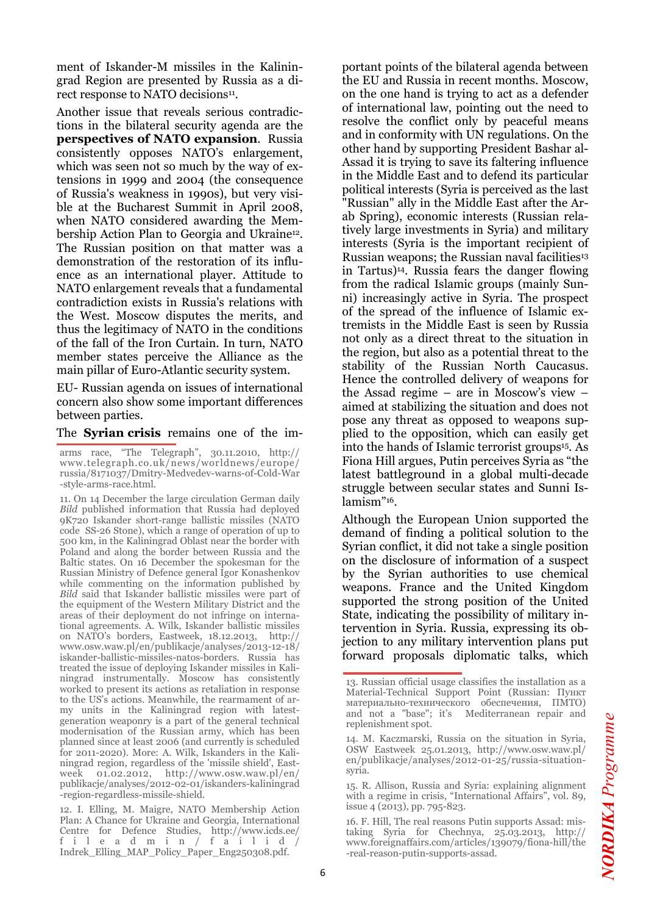ment of Iskander-M missiles in the Kaliningrad Region are presented by Russia as a direct response to NATO decisions[11].

Another issue that reveals serious contradictions in the bilateral security agenda are the **perspectives of NATO expansion**. Russia consistently opposes NATO's enlargement, which was seen not so much by the way of extensions in 1999 and 2004 (the consequence of Russia's weakness in 1990s), but very visible at the Bucharest Summit in April 2008, when NATO considered awarding the Membership Action Plan to Georgia and Ukraine[12]. The Russian position on that matter was a demonstration of the restoration of its influence as an international player. Attitude to NATO enlargement reveals that a fundamental contradiction exists in Russia's relations with the West. Moscow disputes the merits, and thus the legitimacy of NATO in the conditions of the fall of the Iron Curtain. In turn, NATO member states perceive the Alliance as the main pillar of Euro-Atlantic security system.

EU- Russian agenda on issues of international concern also show some important differences between parties.

The **Syrian crisis** remains one of the important points of the bilateral agenda between the EU and Russia in recent months. Moscow, on the one hand is trying to act as a defender of international law, pointing out the need to resolve the conflict only by peaceful means and in conformity with UN regulations. On the other hand by supporting President Bashar al-Assad it is trying to save its faltering influence in the Middle East and to defend its particular political interests (Syria is perceived as the last "Russian" ally in the Middle East after the Arab Spring), economic interests (Russian relatively large investments in Syria) and military interests (Syria is the important recipient of Russian weapons; the Russian naval facilities[13] in Tartus)[14]. Russia fears the danger flowing from the radical Islamic groups (mainly Sunni) increasingly active in Syria. The prospect of the spread of the influence of Islamic extremists in the Middle East is seen by Russia not only as a direct threat to the situation in the region, but also as a potential threat to the stability of the Russian North Caucasus. Hence the controlled delivery of weapons for the Assad regime – are in Moscow's view – aimed at stabilizing the situation and does not pose any threat as opposed to weapons supplied to the opposition, which can easily get into the hands of Islamic terrorist groups[15]. As Fiona Hill argues, Putin perceives Syria as "the latest battleground in a global multi-decade struggle between secular states and Sunni Islamism"[16].

Although the European Union supported the demand of finding a political solution to the Syrian conflict, it did not take a single position on the disclosure of information of a suspect by the Syrian authorities to use chemical weapons. France and the United Kingdom supported the strong position of the United State, indicating the possibility of military intervention in Syria. Russia, expressing its objection to any military intervention plans put forward proposals diplomatic talks, which

---

arms race, "The Telegraph", 30.11.2010, http://www.telegraph.co.uk/news/worldnews/europe/russia/8171037/Dmitry-Medvedev-warns-of-Cold-War-style-arms-race.html.

11. On 14 December the large circulation German daily *Bild* published information that Russia had deployed 9K720 Iskander short-range ballistic missiles (NATO code SS-26 Stone), which a range of operation of up to 500 km, in the Kaliningrad Oblast near the border with Poland and along the border between Russia and the Baltic states. On 16 December the spokesman for the Russian Ministry of Defence general Igor Konashenkov while commenting on the information published by *Bild* said that Iskander ballistic missiles were part of the equipment of the Western Military District and the areas of their deployment do not infringe on international agreements. A. Wilk, Iskander ballistic missiles on NATO's borders, Eastweek, 18.12.2013, http://www.osw.waw.pl/en/publikacje/analyses/2013-12-18/iskander-ballistic-missiles-natos-borders. Russia has treated the issue of deploying Iskander missiles in Kaliningrad instrumentally. Moscow has consistently worked to present its actions as retaliation in response to the US's actions. Meanwhile, the rearmament of army units in the Kaliningrad region with latest-generation weaponry is a part of the general technical modernisation of the Russian army, which has been planned since at least 2006 (and currently is scheduled for 2011-2020). More: A. Wilk, Iskanders in the Kaliningrad region, regardless of the 'missile shield', Eastweek 01.02.2012, http://www.osw.waw.pl/en/publikacje/analyses/2012-02-01/iskanders-kaliningrad-region-regardless-missile-shield.

12. I. Elling, M. Maigre, NATO Membership Action Plan: A Chance for Ukraine and Georgia, International Centre for Defence Studies, http://www.icds.ee/fileadmin/failid/Indrek_Elling_MAP_Policy_Paper_Eng250308.pdf.

13. Russian official usage classifies the installation as a Material-Technical Support Point (Russian: Пункт материально-технического обеспечения, ПМТО) and not a "base"; it's Mediterranean repair and replenishment spot.

14. M. Kaczmarski, Russia on the situation in Syria, OSW Eastweek 25.01.2013, http://www.osw.waw.pl/en/publikacje/analyses/2012-01-25/russia-situation-syria.

15. R. Allison, Russia and Syria: explaining alignment with a regime in crisis, "International Affairs", vol. 89, issue 4 (2013), pp. 795-823.

16. F. Hill, The real reasons Putin supports Assad: mistaking Syria for Chechnya, 25.03.2013, http://www.foreignaffairs.com/articles/139079/fiona-hill/the-real-reason-putin-supports-assad.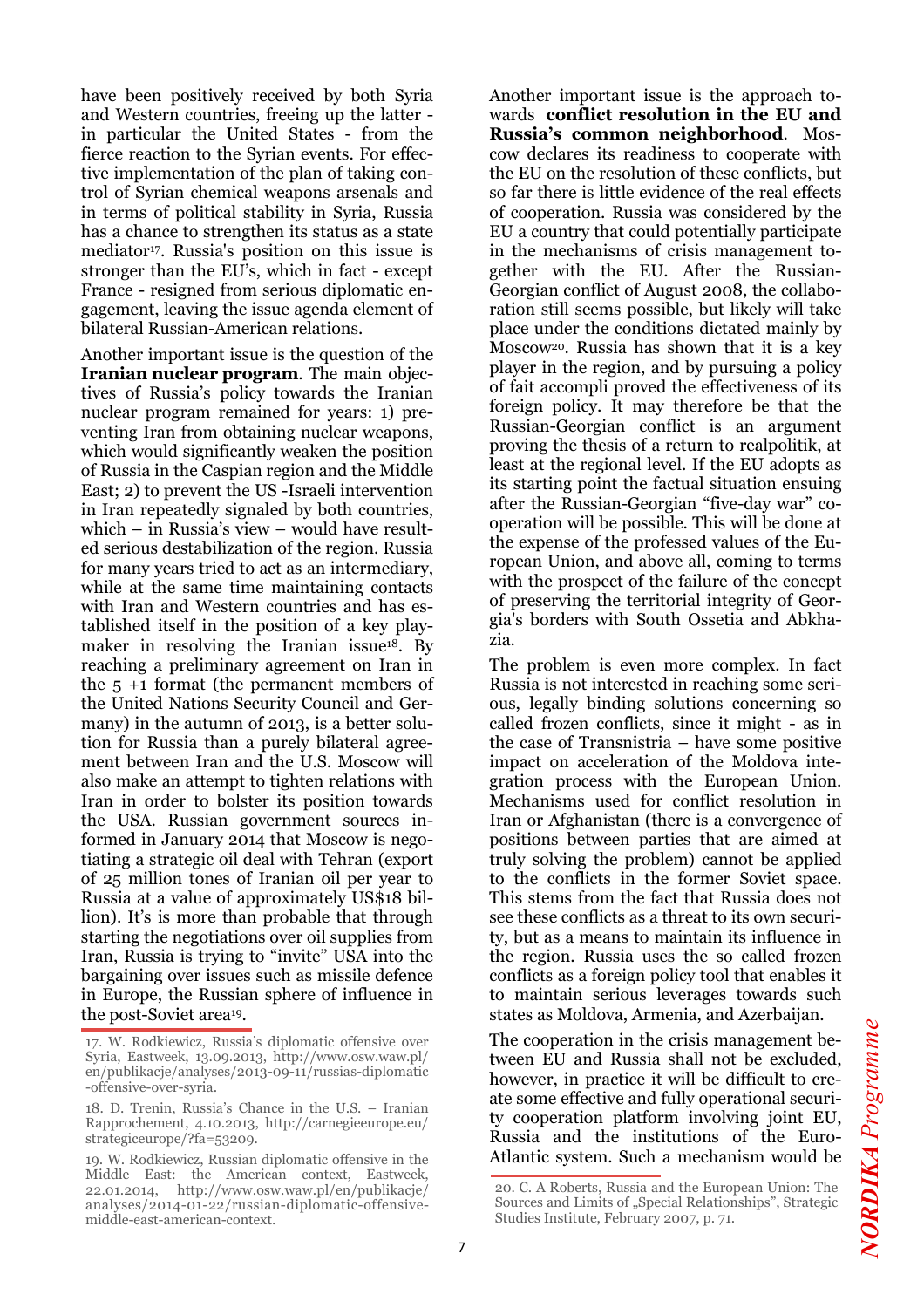have been positively received by both Syria and Western countries, freeing up the latter - in particular the United States - from the fierce reaction to the Syrian events. For effective implementation of the plan of taking control of Syrian chemical weapons arsenals and in terms of political stability in Syria, Russia has a chance to strengthen its status as a state mediator[17]. Russia's position on this issue is stronger than the EU's, which in fact - except France - resigned from serious diplomatic engagement, leaving the issue agenda element of bilateral Russian-American relations.

Another important issue is the question of the **Iranian nuclear program**. The main objectives of Russia's policy towards the Iranian nuclear program remained for years: 1) preventing Iran from obtaining nuclear weapons, which would significantly weaken the position of Russia in the Caspian region and the Middle East; 2) to prevent the US -Israeli intervention in Iran repeatedly signaled by both countries, which – in Russia's view – would have resulted serious destabilization of the region. Russia for many years tried to act as an intermediary, while at the same time maintaining contacts with Iran and Western countries and has established itself in the position of a key play-maker in resolving the Iranian issue[18]. By reaching a preliminary agreement on Iran in the 5 +1 format (the permanent members of the United Nations Security Council and Germany) in the autumn of 2013, is a better solution for Russia than a purely bilateral agreement between Iran and the U.S. Moscow will also make an attempt to tighten relations with Iran in order to bolster its position towards the USA. Russian government sources informed in January 2014 that Moscow is negotiating a strategic oil deal with Tehran (export of 25 million tones of Iranian oil per year to Russia at a value of approximately US$18 billion). It's is more than probable that through starting the negotiations over oil supplies from Iran, Russia is trying to "invite" USA into the bargaining over issues such as missile defence in Europe, the Russian sphere of influence in the post-Soviet area[19].

Another important issue is the approach towards **conflict resolution in the EU and Russia's common neighborhood**. Moscow declares its readiness to cooperate with the EU on the resolution of these conflicts, but so far there is little evidence of the real effects of cooperation. Russia was considered by the EU a country that could potentially participate in the mechanisms of crisis management together with the EU. After the Russian-Georgian conflict of August 2008, the collaboration still seems possible, but likely will take place under the conditions dictated mainly by Moscow[20]. Russia has shown that it is a key player in the region, and by pursuing a policy of fait accompli proved the effectiveness of its foreign policy. It may therefore be that the Russian-Georgian conflict is an argument proving the thesis of a return to realpolitik, at least at the regional level. If the EU adopts as its starting point the factual situation ensuing after the Russian-Georgian "five-day war" cooperation will be possible. This will be done at the expense of the professed values of the European Union, and above all, coming to terms with the prospect of the failure of the concept of preserving the territorial integrity of Georgia's borders with South Ossetia and Abkhazia.

The problem is even more complex. In fact Russia is not interested in reaching some serious, legally binding solutions concerning so called frozen conflicts, since it might - as in the case of Transnistria – have some positive impact on acceleration of the Moldova integration process with the European Union. Mechanisms used for conflict resolution in Iran or Afghanistan (there is a convergence of positions between parties that are aimed at truly solving the problem) cannot be applied to the conflicts in the former Soviet space. This stems from the fact that Russia does not see these conflicts as a threat to its own security, but as a means to maintain its influence in the region. Russia uses the so called frozen conflicts as a foreign policy tool that enables it to maintain serious leverages towards such states as Moldova, Armenia, and Azerbaijan.

The cooperation in the crisis management between EU and Russia shall not be excluded, however, in practice it will be difficult to create some effective and fully operational security cooperation platform involving joint EU, Russia and the institutions of the Euro-Atlantic system. Such a mechanism would be

---

17. W. Rodkiewicz, Russia's diplomatic offensive over Syria, Eastweek, 13.09.2013, http://www.osw.waw.pl/en/publikacje/analyses/2013-09-11/russias-diplomatic-offensive-over-syria.

18. D. Trenin, Russia's Chance in the U.S. – Iranian Rapprochement, 4.10.2013, http://carnegieeurope.eu/strategiceurope/?fa=53209.

19. W. Rodkiewicz, Russian diplomatic offensive in the Middle East: the American context, Eastweek, 22.01.2014, http://www.osw.waw.pl/en/publikacje/analyses/2014-01-22/russian-diplomatic-offensive-middle-east-american-context.

20. C. A Roberts, Russia and the European Union: The Sources and Limits of „Special Relationships", Strategic Studies Institute, February 2007, p. 71.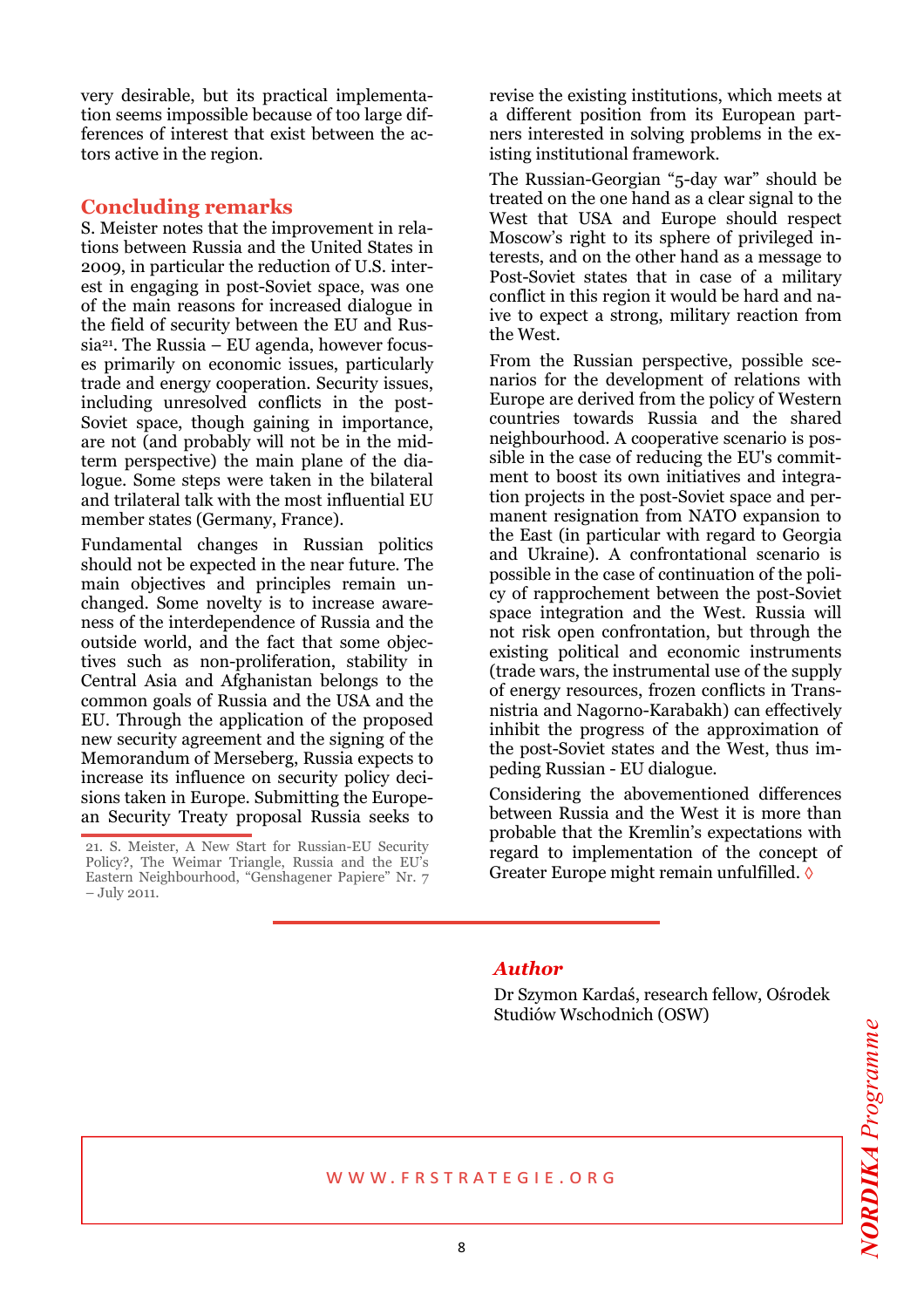very desirable, but its practical implementation seems impossible because of too large differences of interest that exist between the actors active in the region.

## Concluding remarks

S. Meister notes that the improvement in relations between Russia and the United States in 2009, in particular the reduction of U.S. interest in engaging in post-Soviet space, was one of the main reasons for increased dialogue in the field of security between the EU and Russia[21]. The Russia – EU agenda, however focuses primarily on economic issues, particularly trade and energy cooperation. Security issues, including unresolved conflicts in the post-Soviet space, though gaining in importance, are not (and probably will not be in the mid-term perspective) the main plane of the dialogue. Some steps were taken in the bilateral and trilateral talk with the most influential EU member states (Germany, France).

Fundamental changes in Russian politics should not be expected in the near future. The main objectives and principles remain unchanged. Some novelty is to increase awareness of the interdependence of Russia and the outside world, and the fact that some objectives such as non-proliferation, stability in Central Asia and Afghanistan belongs to the common goals of Russia and the USA and the EU. Through the application of the proposed new security agreement and the signing of the Memorandum of Merseberg, Russia expects to increase its influence on security policy decisions taken in Europe. Submitting the European Security Treaty proposal Russia seeks to revise the existing institutions, which meets at a different position from its European partners interested in solving problems in the existing institutional framework.

The Russian-Georgian "5-day war" should be treated on the one hand as a clear signal to the West that USA and Europe should respect Moscow's right to its sphere of privileged interests, and on the other hand as a message to Post-Soviet states that in case of a military conflict in this region it would be hard and naive to expect a strong, military reaction from the West.

From the Russian perspective, possible scenarios for the development of relations with Europe are derived from the policy of Western countries towards Russia and the shared neighbourhood. A cooperative scenario is possible in the case of reducing the EU's commitment to boost its own initiatives and integration projects in the post-Soviet space and permanent resignation from NATO expansion to the East (in particular with regard to Georgia and Ukraine). A confrontational scenario is possible in the case of continuation of the policy of rapprochement between the post-Soviet space integration and the West. Russia will not risk open confrontation, but through the existing political and economic instruments (trade wars, the instrumental use of the supply of energy resources, frozen conflicts in Transnistria and Nagorno-Karabakh) can effectively inhibit the progress of the approximation of the post-Soviet states and the West, thus impeding Russian - EU dialogue.

Considering the abovementioned differences between Russia and the West it is more than probable that the Kremlin's expectations with regard to implementation of the concept of Greater Europe might remain unfulfilled. ◊

21. S. Meister, A New Start for Russian-EU Security Policy?, The Weimar Triangle, Russia and the EU's Eastern Neighbourhood, "Genshagener Papiere" Nr. 7 – July 2011.

### *Author*

Dr Szymon Kardaś, research fellow, Ośrodek Studiów Wschodnich (OSW)

WWW.FRSTRATEGIE.ORG